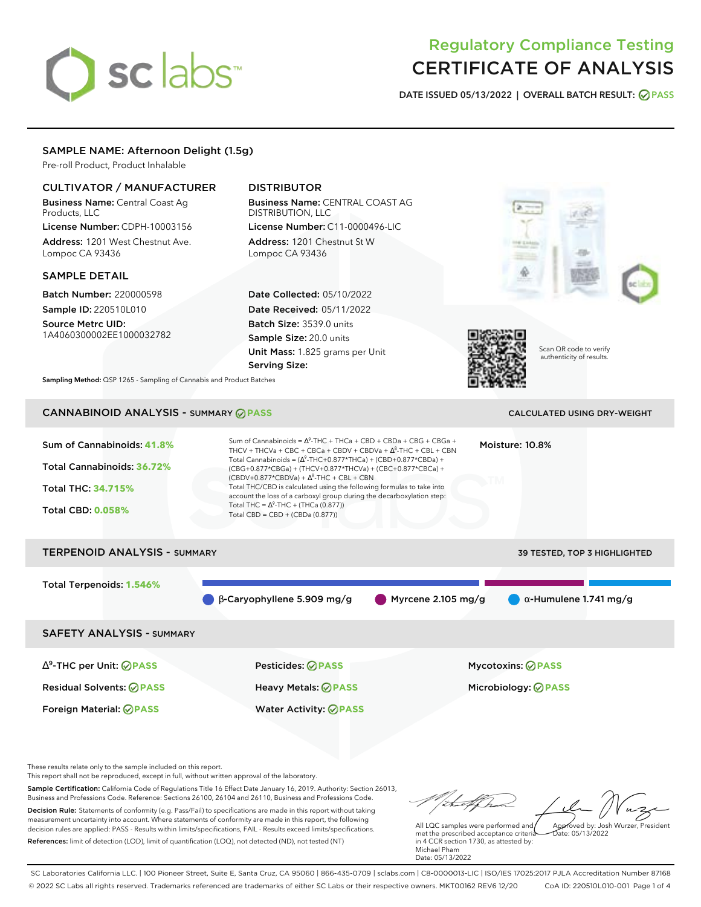sc labs

# Regulatory Compliance Testing
# CERTIFICATE OF ANALYSIS

**DATE ISSUED 05/13/2022 | OVERALL BATCH RESULT: PASS**

## SAMPLE NAME: Afternoon Delight (1.5g)

Pre-roll Product, Product Inhalable

### CULTIVATOR / MANUFACTURER

**Business Name:** Central Coast Ag Products, LLC

**License Number:** CDPH-10003156

**Address:** 1201 West Chestnut Ave. Lompoc CA 93436

### DISTRIBUTOR

**Business Name:** CENTRAL COAST AG DISTRIBUTION, LLC

**License Number:** C11-0000496-LIC

**Address:** 1201 Chestnut St W Lompoc CA 93436

### SAMPLE DETAIL

**Batch Number:** 220000598

**Sample ID:** 220510L010

**Source Metrc UID:** 1A4060300002EE1000032782

**Date Collected:** 05/10/2022

**Date Received:** 05/11/2022

**Batch Size:** 3539.0 units

**Sample Size:** 20.0 units

**Unit Mass:** 1.825 grams per Unit

**Serving Size:**

Scan QR code to verify authenticity of results.

**Sampling Method:** QSP 1265 - Sampling of Cannabis and Product Batches

## CANNABINOID ANALYSIS - SUMMARY PASS

CALCULATED USING DRY-WEIGHT

**Sum of Cannabinoids: 41.8%**

**Total Cannabinoids: 36.72%**

**Total THC: 34.715%**

**Total CBD: 0.058%**

Sum of Cannabinoids = $\Delta^9$-THC + THCa + CBD + CBDa + CBG + CBGa + THCV + THCVa + CBC + CBCa + CBDV + CBDVa + $\Delta^8$-THC + CBL + CBN

Total Cannabinoids = ($\Delta^9$-THC+0.877*THCa) + (CBD+0.877*CBDa) + (CBG+0.877*CBGa) + (THCV+0.877*THCVa) + (CBC+0.877*CBCa) + (CBDV+0.877*CBDVa) + $\Delta^8$-THC + CBL + CBN

Total THC/CBD is calculated using the following formulas to take into account the loss of a carboxyl group during the decarboxylation step:

Total THC = $\Delta^9$-THC + (THCa (0.877))

Total CBD = CBD + (CBDa (0.877))

**Moisture:** 10.8%

## TERPENOID ANALYSIS - SUMMARY

39 TESTED, TOP 3 HIGHLIGHTED

**Total Terpenoids: 1.546%**

β-Caryophyllene 5.909 mg/g | Myrcene 2.105 mg/g | α-Humulene 1.741 mg/g

## SAFETY ANALYSIS - SUMMARY

| | | |
|---|---|---|
| $\Delta^9$-THC per Unit: PASS | Pesticides: PASS | Mycotoxins: PASS |
| Residual Solvents: PASS | Heavy Metals: PASS | Microbiology: PASS |
| Foreign Material: PASS | Water Activity: PASS | |

These results relate only to the sample included on this report.
This report shall not be reproduced, except in full, without written approval of the laboratory.

**Sample Certification:** California Code of Regulations Title 16 Effect Date January 16, 2019. Authority: Section 26013, Business and Professions Code. Reference: Sections 26100, 26104 and 26110, Business and Professions Code.

**Decision Rule:** Statements of conformity (e.g. Pass/Fail) to specifications are made in this report without taking measurement uncertainty into account. Where statements of conformity are made in this report, the following decision rules are applied: PASS - Results within limits/specifications, FAIL - Results exceed limits/specifications.

**References:** limit of detection (LOD), limit of quantification (LOQ), not detected (ND), not tested (NT)

All LQC samples were performed and met the prescribed acceptance criteria in 4 CCR section 1730, as attested by: Michael Pham
Date: 05/13/2022

Approved by: Josh Wurzer, President
Date: 05/13/2022

SC Laboratories California LLC. | 100 Pioneer Street, Suite E, Santa Cruz, CA 95060 | 866-435-0709 | sclabs.com | C8-0000013-LIC | ISO/IES 17025:2017 PJLA Accreditation Number 87168
© 2022 SC Labs all rights reserved. Trademarks referenced are trademarks of either SC Labs or their respective owners. MKT00162 REV6 12/20 CoA ID: 220510L010-001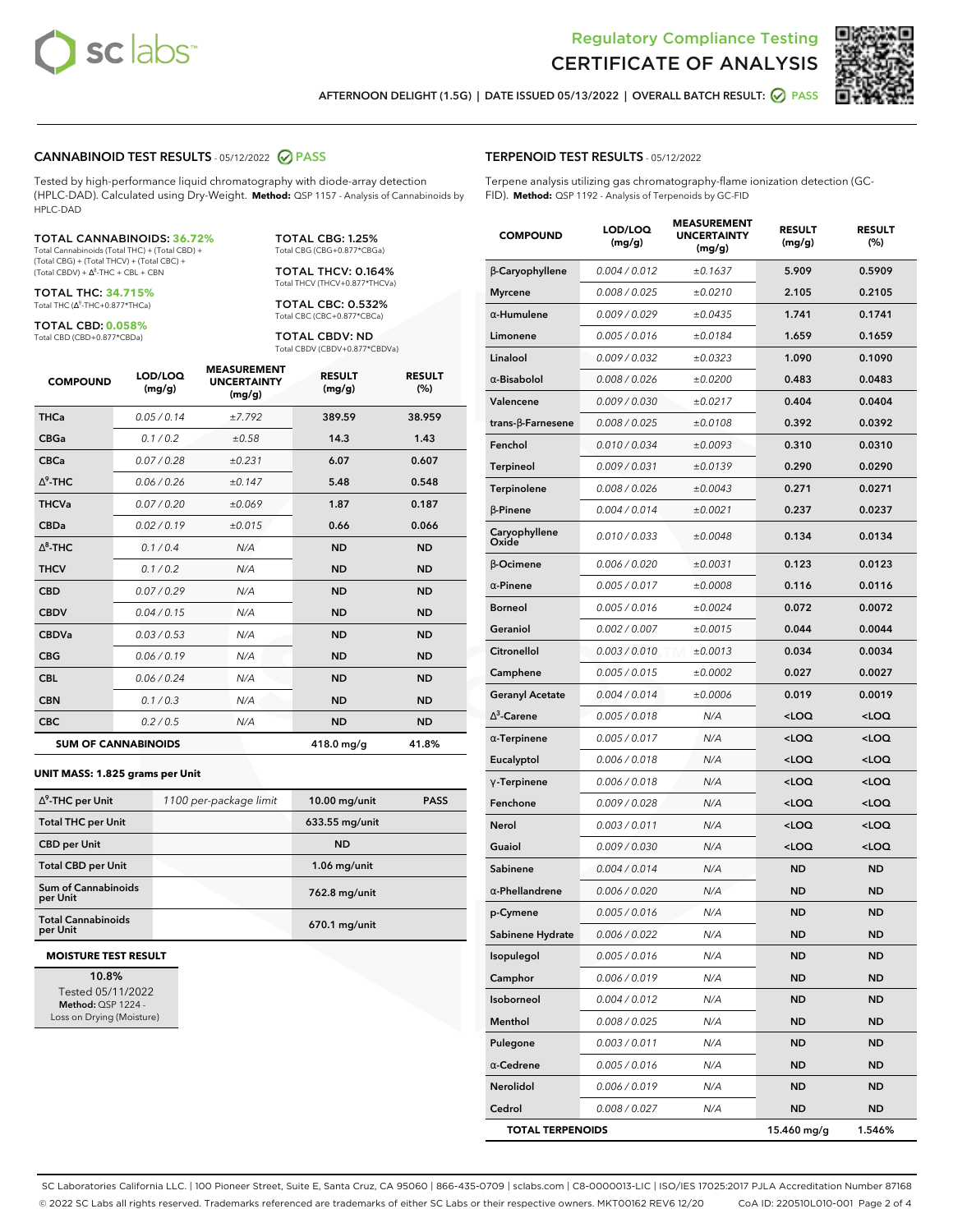# Regulatory Compliance Testing
# CERTIFICATE OF ANALYSIS

AFTERNOON DELIGHT (1.5G) | DATE ISSUED 05/13/2022 | OVERALL BATCH RESULT: PASS

## CANNABINOID TEST RESULTS - 05/12/2022 PASS

Tested by high-performance liquid chromatography with diode-array detection (HPLC-DAD). Calculated using Dry-Weight. **Method:** QSP 1157 - Analysis of Cannabinoids by HPLC-DAD

**TOTAL CANNABINOIDS: 36.72%**
Total Cannabinoids (Total THC) + (Total CBD) + (Total CBG) + (Total THCV) + (Total CBC) + (Total CBDV) + $\Delta^8$-THC + CBL + CBN

**TOTAL THC: 34.715%**
Total THC ($\Delta^9$-THC+0.877*THCa)

**TOTAL CBD: 0.058%**
Total CBD (CBD+0.877*CBDa)

**TOTAL CBG: 1.25%**
Total CBG (CBG+0.877*CBGa)

**TOTAL THCV: 0.164%**
Total THCV (THCV+0.877*THCVa)

**TOTAL CBC: 0.532%**
Total CBC (CBC+0.877*CBCa)

**TOTAL CBDV: ND**
Total CBDV (CBDV+0.877*CBDVa)

| COMPOUND | LOD/LOQ (mg/g) | MEASUREMENT UNCERTAINTY (mg/g) | RESULT (mg/g) | RESULT (%) |
|---|---|---|---|---|
| THCa | 0.05 / 0.14 | ±7.792 | 389.59 | 38.959 |
| CBGa | 0.1 / 0.2 | ±0.58 | 14.3 | 1.43 |
| CBCa | 0.07 / 0.28 | ±0.231 | 6.07 | 0.607 |
| $\Delta^9$-THC | 0.06 / 0.26 | ±0.147 | 5.48 | 0.548 |
| THCVa | 0.07 / 0.20 | ±0.069 | 1.87 | 0.187 |
| CBDa | 0.02 / 0.19 | ±0.015 | 0.66 | 0.066 |
| $\Delta^8$-THC | 0.1 / 0.4 | N/A | ND | ND |
| THCV | 0.1 / 0.2 | N/A | ND | ND |
| CBD | 0.07 / 0.29 | N/A | ND | ND |
| CBDV | 0.04 / 0.15 | N/A | ND | ND |
| CBDVa | 0.03 / 0.53 | N/A | ND | ND |
| CBG | 0.06 / 0.19 | N/A | ND | ND |
| CBL | 0.06 / 0.24 | N/A | ND | ND |
| CBN | 0.1 / 0.3 | N/A | ND | ND |
| CBC | 0.2 / 0.5 | N/A | ND | ND |
| **SUM OF CANNABINOIDS** | | | **418.0 mg/g** | **41.8%** |

### UNIT MASS: 1.825 grams per Unit

| | | | |
|---|---|---|---|
| $\Delta^9$-THC per Unit | 1100 per-package limit | 10.00 mg/unit | PASS |
| Total THC per Unit | | 633.55 mg/unit | |
| CBD per Unit | | ND | |
| Total CBD per Unit | | 1.06 mg/unit | |
| Sum of Cannabinoids per Unit | | 762.8 mg/unit | |
| Total Cannabinoids per Unit | | 670.1 mg/unit | |

### MOISTURE TEST RESULT

**10.8%**
Tested 05/11/2022
**Method:** QSP 1224 - Loss on Drying (Moisture)

## TERPENOID TEST RESULTS - 05/12/2022

Terpene analysis utilizing gas chromatography-flame ionization detection (GC-FID). **Method:** QSP 1192 - Analysis of Terpenoids by GC-FID

| COMPOUND | LOD/LOQ (mg/g) | MEASUREMENT UNCERTAINTY (mg/g) | RESULT (mg/g) | RESULT (%) |
|---|---|---|---|---|
| β-Caryophyllene | 0.004 / 0.012 | ±0.1637 | 5.909 | 0.5909 |
| Myrcene | 0.008 / 0.025 | ±0.0210 | 2.105 | 0.2105 |
| α-Humulene | 0.009 / 0.029 | ±0.0435 | 1.741 | 0.1741 |
| Limonene | 0.005 / 0.016 | ±0.0184 | 1.659 | 0.1659 |
| Linalool | 0.009 / 0.032 | ±0.0323 | 1.090 | 0.1090 |
| α-Bisabolol | 0.008 / 0.026 | ±0.0200 | 0.483 | 0.0483 |
| Valencene | 0.009 / 0.030 | ±0.0217 | 0.404 | 0.0404 |
| trans-β-Farnesene | 0.008 / 0.025 | ±0.0108 | 0.392 | 0.0392 |
| Fenchol | 0.010 / 0.034 | ±0.0093 | 0.310 | 0.0310 |
| Terpineol | 0.009 / 0.031 | ±0.0139 | 0.290 | 0.0290 |
| Terpinolene | 0.008 / 0.026 | ±0.0043 | 0.271 | 0.0271 |
| β-Pinene | 0.004 / 0.014 | ±0.0021 | 0.237 | 0.0237 |
| Caryophyllene Oxide | 0.010 / 0.033 | ±0.0048 | 0.134 | 0.0134 |
| β-Ocimene | 0.006 / 0.020 | ±0.0031 | 0.123 | 0.0123 |
| α-Pinene | 0.005 / 0.017 | ±0.0008 | 0.116 | 0.0116 |
| Borneol | 0.005 / 0.016 | ±0.0024 | 0.072 | 0.0072 |
| Geraniol | 0.002 / 0.007 | ±0.0015 | 0.044 | 0.0044 |
| Citronellol | 0.003 / 0.010 | ±0.0013 | 0.034 | 0.0034 |
| Camphene | 0.005 / 0.015 | ±0.0002 | 0.027 | 0.0027 |
| Geranyl Acetate | 0.004 / 0.014 | ±0.0006 | 0.019 | 0.0019 |
| $\Delta^3$-Carene | 0.005 / 0.018 | N/A | <LOQ | <LOQ |
| α-Terpinene | 0.005 / 0.017 | N/A | <LOQ | <LOQ |
| Eucalyptol | 0.006 / 0.018 | N/A | <LOQ | <LOQ |
| γ-Terpinene | 0.006 / 0.018 | N/A | <LOQ | <LOQ |
| Fenchone | 0.009 / 0.028 | N/A | <LOQ | <LOQ |
| Nerol | 0.003 / 0.011 | N/A | <LOQ | <LOQ |
| Guaiol | 0.009 / 0.030 | N/A | <LOQ | <LOQ |
| Sabinene | 0.004 / 0.014 | N/A | ND | ND |
| α-Phellandrene | 0.006 / 0.020 | N/A | ND | ND |
| p-Cymene | 0.005 / 0.016 | N/A | ND | ND |
| Sabinene Hydrate | 0.006 / 0.022 | N/A | ND | ND |
| Isopulegol | 0.005 / 0.016 | N/A | ND | ND |
| Camphor | 0.006 / 0.019 | N/A | ND | ND |
| Isoborneol | 0.004 / 0.012 | N/A | ND | ND |
| Menthol | 0.008 / 0.025 | N/A | ND | ND |
| Pulegone | 0.003 / 0.011 | N/A | ND | ND |
| α-Cedrene | 0.005 / 0.016 | N/A | ND | ND |
| Nerolidol | 0.006 / 0.019 | N/A | ND | ND |
| Cedrol | 0.008 / 0.027 | N/A | ND | ND |
| **TOTAL TERPENOIDS** | | | **15.460 mg/g** | **1.546%** |

SC Laboratories California LLC. | 100 Pioneer Street, Suite E, Santa Cruz, CA 95060 | 866-435-0709 | sclabs.com | C8-0000013-LIC | ISO/IES 17025:2017 PJLA Accreditation Number 87168
© 2022 SC Labs all rights reserved. Trademarks referenced are trademarks of either SC Labs or their respective owners. MKT00162 REV6 12/20 CoA ID: 220510L010-001